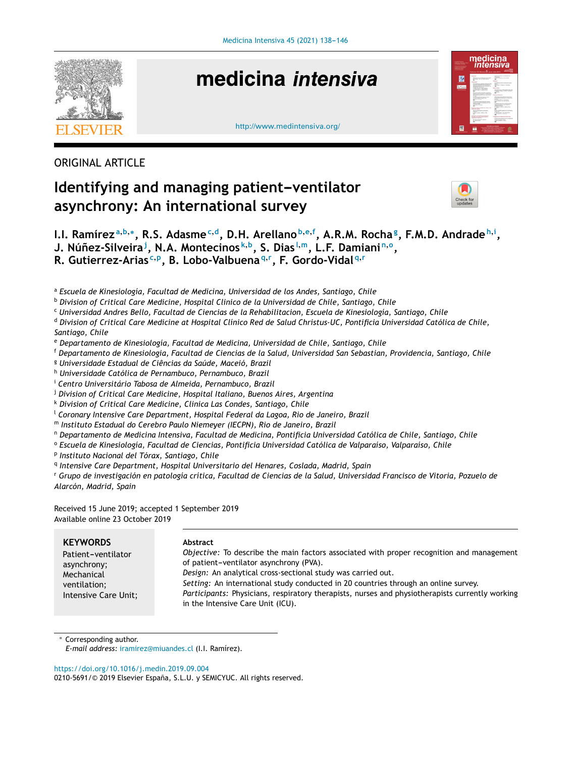ORIGINAL ARTICLE

# Identifying and managing patient–ventilator asynchrony: An international survey

I.I. Ramírez[a,b,*], R.S. Adasme[c,d], D.H. Arellano[b,e,f], A.R.M. Rocha[g], F.M.D. Andrade[h,i], J. Núñez-Silveira[j], N.A. Montecinos[k,b], S. Dias[l,m], L.F. Damiani[n,o], R. Gutierrez-Arias[c,p], B. Lobo-Valbuena[q,r], F. Gordo-Vidal[q,r]

[a] Escuela de Kinesiología, Facultad de Medicina, Universidad de los Andes, Santiago, Chile
[b] Division of Critical Care Medicine, Hospital Clinico de la Universidad de Chile, Santiago, Chile
[c] Universidad Andres Bello, Facultad de Ciencias de la Rehabilitacion, Escuela de Kinesiología, Santiago, Chile
[d] Division of Critical Care Medicine at Hospital Clínico Red de Salud Christus-UC, Pontificia Universidad Católica de Chile, Santiago, Chile
[e] Departamento de Kinesiología, Facultad de Medicina, Universidad de Chile, Santiago, Chile
[f] Departamento de Kinesiologia, Facultad de Ciencias de la Salud, Universidad San Sebastian, Providencia, Santiago, Chile
[g] Universidade Estadual de Ciências da Saúde, Maceió, Brazil
[h] Universidade Católica de Pernambuco, Pernambuco, Brazil
[i] Centro Universitário Tabosa de Almeida, Pernambuco, Brazil
[j] Division of Critical Care Medicine, Hospital Italiano, Buenos Aires, Argentina
[k] Division of Critical Care Medicine, Clinica Las Condes, Santiago, Chile
[l] Coronary Intensive Care Department, Hospital Federal da Lagoa, Rio de Janeiro, Brazil
[m] Instituto Estadual do Cerebro Paulo Niemeyer (IECPN), Rio de Janeiro, Brazil
[n] Departamento de Medicina Intensiva, Facultad de Medicina, Pontificia Universidad Católica de Chile, Santiago, Chile
[o] Escuela de Kinesiología, Facultad de Ciencias, Pontificia Universidad Católica de Valparaíso, Valparaíso, Chile
[p] Instituto Nacional del Tórax, Santiago, Chile
[q] Intensive Care Department, Hospital Universitario del Henares, Coslada, Madrid, Spain
[r] Grupo de investigación en patología crítica, Facultad de Ciencias de la Salud, Universidad Francisco de Vitoria, Pozuelo de Alarcón, Madrid, Spain

Received 15 June 2019; accepted 1 September 2019
Available online 23 October 2019

**KEYWORDS**
Patient–ventilator asynchrony;
Mechanical ventilation;
Intensive Care Unit;

**Abstract**

*Objective:* To describe the main factors associated with proper recognition and management of patient–ventilator asynchrony (PVA).

*Design:* An analytical cross-sectional study was carried out.

*Setting:* An international study conducted in 20 countries through an online survey.

*Participants:* Physicians, respiratory therapists, nurses and physiotherapists currently working in the Intensive Care Unit (ICU).

* Corresponding author.
*E-mail address:* iramirez@miuandes.cl (I.I. Ramírez).

https://doi.org/10.1016/j.medin.2019.09.004
0210-5691/© 2019 Elsevier España, S.L.U. y SEMICYUC. All rights reserved.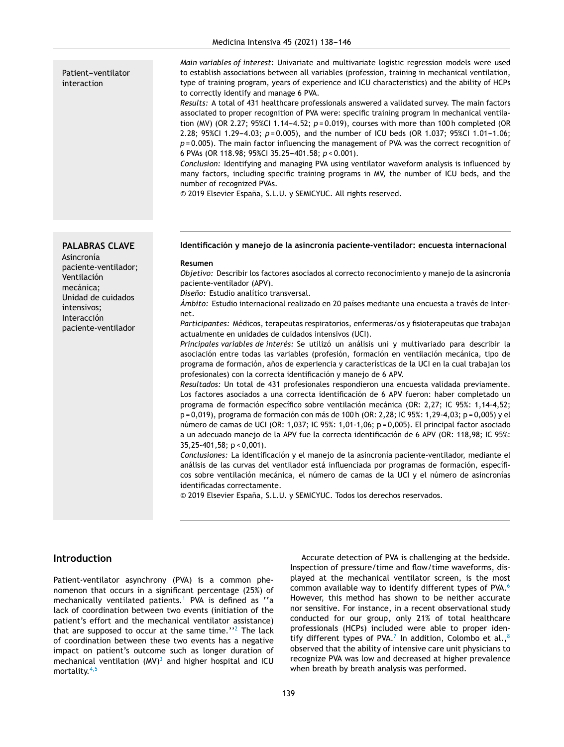Patient–ventilator interaction

*Main variables of interest:* Univariate and multivariate logistic regression models were used to establish associations between all variables (profession, training in mechanical ventilation, type of training program, years of experience and ICU characteristics) and the ability of HCPs to correctly identify and manage 6 PVA.

*Results:* A total of 431 healthcare professionals answered a validated survey. The main factors associated to proper recognition of PVA were: specific training program in mechanical ventilation (MV) (OR 2.27; 95%CI 1.14–4.52; $p = 0.019$), courses with more than 100 h completed (OR 2.28; 95%CI 1.29–4.03; $p = 0.005$), and the number of ICU beds (OR 1.037; 95%CI 1.01–1.06; $p = 0.005$). The main factor influencing the management of PVA was the correct recognition of 6 PVAs (OR 118.98; 95%CI 35.25–401.58; $p < 0.001$).

*Conclusion:* Identifying and managing PVA using ventilator waveform analysis is influenced by many factors, including specific training programs in MV, the number of ICU beds, and the number of recognized PVAs.

© 2019 Elsevier España, S.L.U. y SEMICYUC. All rights reserved.

**PALABRAS CLAVE**
Asincronía paciente-ventilador;
Ventilación mecánica;
Unidad de cuidados intensivos;
Interacción paciente-ventilador

**Identificación y manejo de la asincronía paciente-ventilador: encuesta internacional**

**Resumen**

*Objetivo:* Describir los factores asociados al correcto reconocimiento y manejo de la asincronía paciente-ventilador (APV).

*Diseño:* Estudio analítico transversal.

*Ámbito:* Estudio internacional realizado en 20 países mediante una encuesta a través de Internet.

*Participantes:* Médicos, terapeutas respiratorios, enfermeras/os y fisioterapeutas que trabajan actualmente en unidades de cuidados intensivos (UCI).

*Principales variables de interés:* Se utilizó un análisis uni y multivariado para describir la asociación entre todas las variables (profesión, formación en ventilación mecánica, tipo de programa de formación, años de experiencia y características de la UCI en la cual trabajan los profesionales) con la correcta identificación y manejo de 6 APV.

*Resultados:* Un total de 431 profesionales respondieron una encuesta validada previamente. Los factores asociados a una correcta identificación de 6 APV fueron: haber completado un programa de formación específico sobre ventilación mecánica (OR: 2,27; IC 95%: 1,14-4,52; p = 0,019), programa de formación con más de 100 h (OR: 2,28; IC 95%: 1,29-4,03; p = 0,005) y el número de camas de UCI (OR: 1,037; IC 95%: 1,01-1,06; p = 0,005). El principal factor asociado a un adecuado manejo de la APV fue la correcta identificación de 6 APV (OR: 118,98; IC 95%: 35,25-401,58; p < 0,001).

*Conclusiones:* La identificación y el manejo de la asincronía paciente-ventilador, mediante el análisis de las curvas del ventilador está influenciada por programas de formación, específicos sobre ventilación mecánica, el número de camas de la UCI y el número de asincronías identificadas correctamente.

© 2019 Elsevier España, S.L.U. y SEMICYUC. Todos los derechos reservados.

## Introduction

Patient-ventilator asynchrony (PVA) is a common phenomenon that occurs in a significant percentage (25%) of mechanically ventilated patients.[1] PVA is defined as ''a lack of coordination between two events (initiation of the patient's effort and the mechanical ventilator assistance) that are supposed to occur at the same time.''[2] The lack of coordination between these two events has a negative impact on patient's outcome such as longer duration of mechanical ventilation (MV)[3] and higher hospital and ICU mortality.[4,5]

Accurate detection of PVA is challenging at the bedside. Inspection of pressure/time and flow/time waveforms, displayed at the mechanical ventilator screen, is the most common available way to identify different types of PVA.[6] However, this method has shown to be neither accurate nor sensitive. For instance, in a recent observational study conducted for our group, only 21% of total healthcare professionals (HCPs) included were able to proper identify different types of PVA.[7] In addition, Colombo et al.,[8] observed that the ability of intensive care unit physicians to recognize PVA was low and decreased at higher prevalence when breath by breath analysis was performed.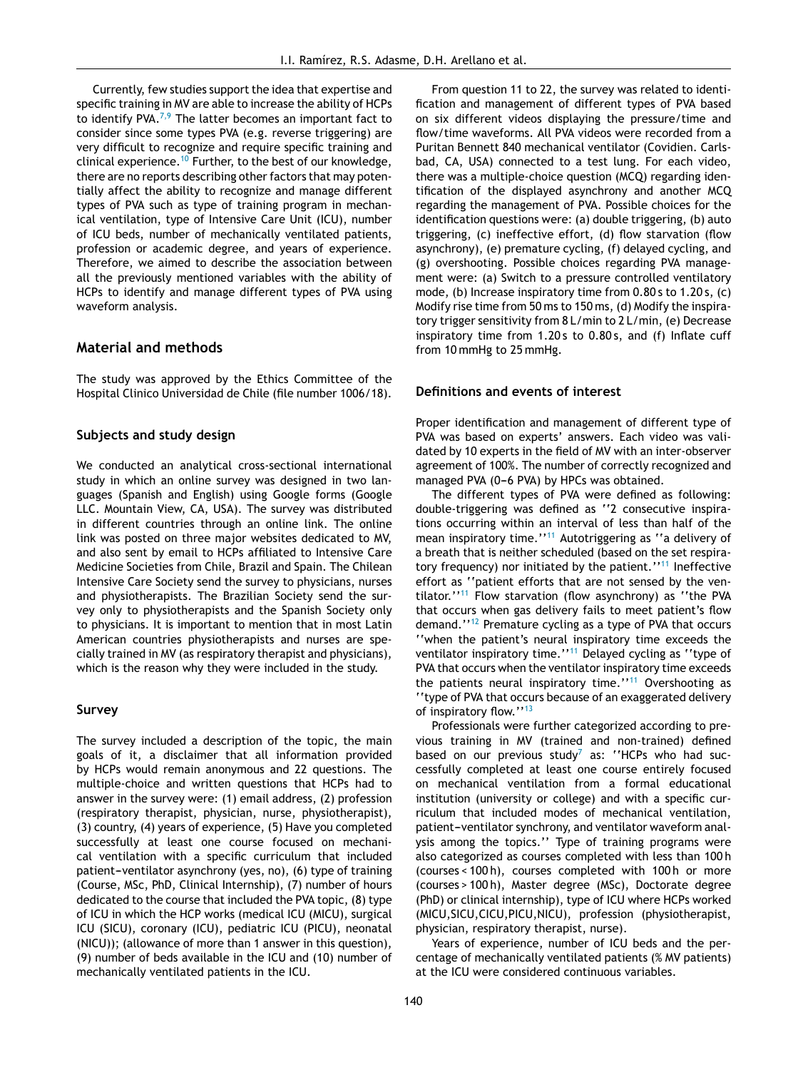Currently, few studies support the idea that expertise and specific training in MV are able to increase the ability of HCPs to identify PVA.[7,9] The latter becomes an important fact to consider since some types PVA (e.g. reverse triggering) are very difficult to recognize and require specific training and clinical experience.[10] Further, to the best of our knowledge, there are no reports describing other factors that may potentially affect the ability to recognize and manage different types of PVA such as type of training program in mechanical ventilation, type of Intensive Care Unit (ICU), number of ICU beds, number of mechanically ventilated patients, profession or academic degree, and years of experience. Therefore, we aimed to describe the association between all the previously mentioned variables with the ability of HCPs to identify and manage different types of PVA using waveform analysis.

## Material and methods

The study was approved by the Ethics Committee of the Hospital Clinico Universidad de Chile (file number 1006/18).

### Subjects and study design

We conducted an analytical cross-sectional international study in which an online survey was designed in two languages (Spanish and English) using Google forms (Google LLC. Mountain View, CA, USA). The survey was distributed in different countries through an online link. The online link was posted on three major websites dedicated to MV, and also sent by email to HCPs affiliated to Intensive Care Medicine Societies from Chile, Brazil and Spain. The Chilean Intensive Care Society send the survey to physicians, nurses and physiotherapists. The Brazilian Society send the survey only to physiotherapists and the Spanish Society only to physicians. It is important to mention that in most Latin American countries physiotherapists and nurses are specially trained in MV (as respiratory therapist and physicians), which is the reason why they were included in the study.

### Survey

The survey included a description of the topic, the main goals of it, a disclaimer that all information provided by HCPs would remain anonymous and 22 questions. The multiple-choice and written questions that HCPs had to answer in the survey were: (1) email address, (2) profession (respiratory therapist, physician, nurse, physiotherapist), (3) country, (4) years of experience, (5) Have you completed successfully at least one course focused on mechanical ventilation with a specific curriculum that included patient–ventilator asynchrony (yes, no), (6) type of training (Course, MSc, PhD, Clinical Internship), (7) number of hours dedicated to the course that included the PVA topic, (8) type of ICU in which the HCP works (medical ICU (MICU), surgical ICU (SICU), coronary (ICU), pediatric ICU (PICU), neonatal (NICU)); (allowance of more than 1 answer in this question), (9) number of beds available in the ICU and (10) number of mechanically ventilated patients in the ICU.

From question 11 to 22, the survey was related to identification and management of different types of PVA based on six different videos displaying the pressure/time and flow/time waveforms. All PVA videos were recorded from a Puritan Bennett 840 mechanical ventilator (Covidien. Carlsbad, CA, USA) connected to a test lung. For each video, there was a multiple-choice question (MCQ) regarding identification of the displayed asynchrony and another MCQ regarding the management of PVA. Possible choices for the identification questions were: (a) double triggering, (b) auto triggering, (c) ineffective effort, (d) flow starvation (flow asynchrony), (e) premature cycling, (f) delayed cycling, and (g) overshooting. Possible choices regarding PVA management were: (a) Switch to a pressure controlled ventilatory mode, (b) Increase inspiratory time from 0.80 s to 1.20 s, (c) Modify rise time from 50 ms to 150 ms, (d) Modify the inspiratory trigger sensitivity from 8 L/min to 2 L/min, (e) Decrease inspiratory time from 1.20 s to 0.80 s, and (f) Inflate cuff from 10 mmHg to 25 mmHg.

### Definitions and events of interest

Proper identification and management of different type of PVA was based on experts' answers. Each video was validated by 10 experts in the field of MV with an inter-observer agreement of 100%. The number of correctly recognized and managed PVA (0–6 PVA) by HPCs was obtained.

The different types of PVA were defined as following: double-triggering was defined as ''2 consecutive inspirations occurring within an interval of less than half of the mean inspiratory time.''[11] Autotriggering as ''a delivery of a breath that is neither scheduled (based on the set respiratory frequency) nor initiated by the patient.''[11] Ineffective effort as ''patient efforts that are not sensed by the ventilator.''[11] Flow starvation (flow asynchrony) as ''the PVA that occurs when gas delivery fails to meet patient's flow demand.''[12] Premature cycling as a type of PVA that occurs ''when the patient's neural inspiratory time exceeds the ventilator inspiratory time.''[11] Delayed cycling as ''type of PVA that occurs when the ventilator inspiratory time exceeds the patients neural inspiratory time.''[11] Overshooting as ''type of PVA that occurs because of an exaggerated delivery of inspiratory flow.''[13]

Professionals were further categorized according to previous training in MV (trained and non-trained) defined based on our previous study[7] as: ''HCPs who had successfully completed at least one course entirely focused on mechanical ventilation from a formal educational institution (university or college) and with a specific curriculum that included modes of mechanical ventilation, patient–ventilator synchrony, and ventilator waveform analysis among the topics.'' Type of training programs were also categorized as courses completed with less than 100 h (courses < 100 h), courses completed with 100 h or more (courses > 100 h), Master degree (MSc), Doctorate degree (PhD) or clinical internship), type of ICU where HCPs worked (MICU,SICU,CICU,PICU,NICU), profession (physiotherapist, physician, respiratory therapist, nurse).

Years of experience, number of ICU beds and the percentage of mechanically ventilated patients (% MV patients) at the ICU were considered continuous variables.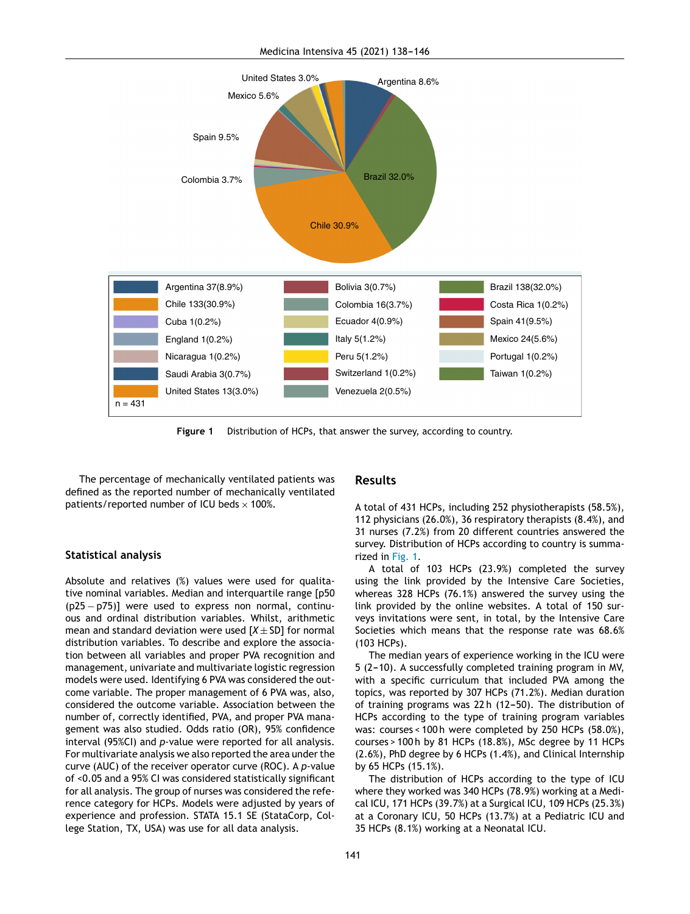Figure 1 Distribution of HCPs, that answer the survey, according to country.

The percentage of mechanically ventilated patients was defined as the reported number of mechanically ventilated patients/reported number of ICU beds × 100%.

### Statistical analysis

Absolute and relatives (%) values were used for qualitative nominal variables. Median and interquartile range [p50 (p25 − p75)] were used to express non normal, continuous and ordinal distribution variables. Whilst, arithmetic mean and standard deviation were used [$X \pm$ SD] for normal distribution variables. To describe and explore the association between all variables and proper PVA recognition and management, univariate and multivariate logistic regression models were used. Identifying 6 PVA was considered the outcome variable. The proper management of 6 PVA was, also, considered the outcome variable. Association between the number of, correctly identified, PVA, and proper PVA management was also studied. Odds ratio (OR), 95% confidence interval (95%CI) and *p*-value were reported for all analysis. For multivariate analysis we also reported the area under the curve (AUC) of the receiver operator curve (ROC). A *p*-value of <0.05 and a 95% CI was considered statistically significant for all analysis. The group of nurses was considered the reference category for HCPs. Models were adjusted by years of experience and profession. STATA 15.1 SE (StataCorp, College Station, TX, USA) was use for all data analysis.

## Results

A total of 431 HCPs, including 252 physiotherapists (58.5%), 112 physicians (26.0%), 36 respiratory therapists (8.4%), and 31 nurses (7.2%) from 20 different countries answered the survey. Distribution of HCPs according to country is summarized in Fig. 1.

A total of 103 HCPs (23.9%) completed the survey using the link provided by the Intensive Care Societies, whereas 328 HCPs (76.1%) answered the survey using the link provided by the online websites. A total of 150 surveys invitations were sent, in total, by the Intensive Care Societies which means that the response rate was 68.6% (103 HCPs).

The median years of experience working in the ICU were 5 (2–10). A successfully completed training program in MV, with a specific curriculum that included PVA among the topics, was reported by 307 HCPs (71.2%). Median duration of training programs was 22 h (12–50). The distribution of HCPs according to the type of training program variables was: courses < 100 h were completed by 250 HCPs (58.0%), courses > 100 h by 81 HCPs (18.8%), MSc degree by 11 HCPs (2.6%), PhD degree by 6 HCPs (1.4%), and Clinical Internship by 65 HCPs (15.1%).

The distribution of HCPs according to the type of ICU where they worked was 340 HCPs (78.9%) working at a Medical ICU, 171 HCPs (39.7%) at a Surgical ICU, 109 HCPs (25.3%) at a Coronary ICU, 50 HCPs (13.7%) at a Pediatric ICU and 35 HCPs (8.1%) working at a Neonatal ICU.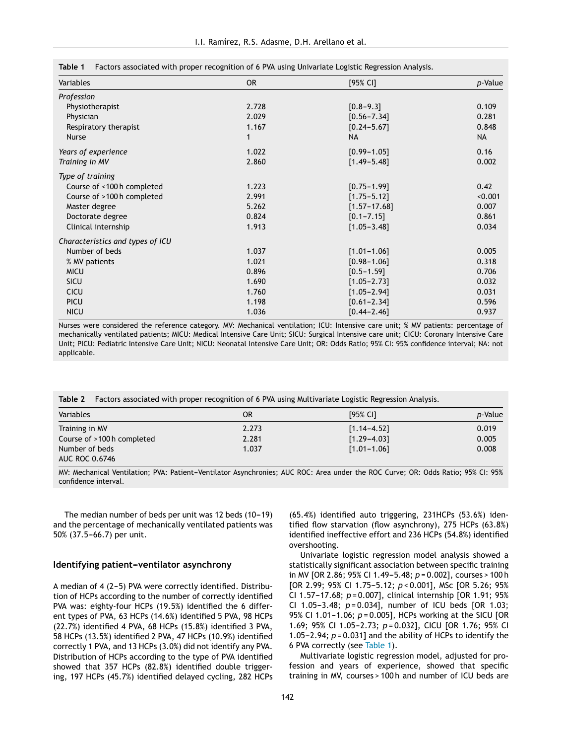**Table 1** Factors associated with proper recognition of 6 PVA using Univariate Logistic Regression Analysis.

| Variables | OR | [95% CI] | *p*-Value |
|---|---|---|---|
| *Profession* | | | |
| Physiotherapist | 2.728 | [0.8–9.3] | 0.109 |
| Physician | 2.029 | [0.56–7.34] | 0.281 |
| Respiratory therapist | 1.167 | [0.24–5.67] | 0.848 |
| Nurse | 1 | NA | NA |
| *Years of experience* | 1.022 | [0.99–1.05] | 0.16 |
| *Training in MV* | 2.860 | [1.49–5.48] | 0.002 |
| *Type of training* | | | |
| Course of <100 h completed | 1.223 | [0.75–1.99] | 0.42 |
| Course of >100 h completed | 2.991 | [1.75–5.12] | <0.001 |
| Master degree | 5.262 | [1.57–17.68] | 0.007 |
| Doctorate degree | 0.824 | [0.1–7.15] | 0.861 |
| Clinical internship | 1.913 | [1.05–3.48] | 0.034 |
| *Characteristics and types of ICU* | | | |
| Number of beds | 1.037 | [1.01–1.06] | 0.005 |
| % MV patients | 1.021 | [0.98–1.06] | 0.318 |
| MICU | 0.896 | [0.5–1.59] | 0.706 |
| SICU | 1.690 | [1.05–2.73] | 0.032 |
| CICU | 1.760 | [1.05–2.94] | 0.031 |
| PICU | 1.198 | [0.61–2.34] | 0.596 |
| NICU | 1.036 | [0.44–2.46] | 0.937 |

Nurses were considered the reference category. MV: Mechanical ventilation; ICU: Intensive care unit; % MV patients: percentage of mechanically ventilated patients; MICU: Medical Intensive Care Unit; SICU: Surgical Intensive care unit; CICU: Coronary Intensive Care Unit; PICU: Pediatric Intensive Care Unit; NICU: Neonatal Intensive Care Unit; OR: Odds Ratio; 95% CI: 95% confidence interval; NA: not applicable.

**Table 2** Factors associated with proper recognition of 6 PVA using Multivariate Logistic Regression Analysis.

| Variables | OR | [95% CI] | *p*-Value |
|---|---|---|---|
| Training in MV | 2.273 | [1.14–4.52] | 0.019 |
| Course of >100 h completed | 2.281 | [1.29–4.03] | 0.005 |
| Number of beds | 1.037 | [1.01–1.06] | 0.008 |
| AUC ROC 0.6746 | | | |

MV: Mechanical Ventilation; PVA: Patient–Ventilator Asynchronies; AUC ROC: Area under the ROC Curve; OR: Odds Ratio; 95% CI: 95% confidence interval.

The median number of beds per unit was 12 beds (10–19) and the percentage of mechanically ventilated patients was 50% (37.5–66.7) per unit.

## Identifying patient–ventilator asynchrony

A median of 4 (2–5) PVA were correctly identified. Distribution of HCPs according to the number of correctly identified PVA was: eighty-four HCPs (19.5%) identified the 6 different types of PVA, 63 HCPs (14.6%) identified 5 PVA, 98 HCPs (22.7%) identified 4 PVA, 68 HCPs (15.8%) identified 3 PVA, 58 HCPs (13.5%) identified 2 PVA, 47 HCPs (10.9%) identified correctly 1 PVA, and 13 HCPs (3.0%) did not identify any PVA. Distribution of HCPs according to the type of PVA identified showed that 357 HCPs (82.8%) identified double triggering, 197 HCPs (45.7%) identified delayed cycling, 282 HCPs (65.4%) identified auto triggering, 231HCPs (53.6%) identified flow starvation (flow asynchrony), 275 HCPs (63.8%) identified ineffective effort and 236 HCPs (54.8%) identified overshooting.

Univariate logistic regression model analysis showed a statistically significant association between specific training in MV [OR 2.86; 95% CI 1.49–5.48; $p = 0.002$], courses > 100 h [OR 2.99; 95% CI 1.75–5.12; $p < 0.001$], MSc [OR 5.26; 95% CI 1.57–17.68; $p = 0.007$], clinical internship [OR 1.91; 95% CI 1.05–3.48; $p = 0.034$], number of ICU beds [OR 1.03; 95% CI 1.01–1.06; $p = 0.005$], HCPs working at the SICU [OR 1.69; 95% CI 1.05–2.73; $p = 0.032$], CICU [OR 1.76; 95% CI 1.05–2.94; $p = 0.031$] and the ability of HCPs to identify the 6 PVA correctly (see Table 1).

Multivariate logistic regression model, adjusted for profession and years of experience, showed that specific training in MV, courses > 100 h and number of ICU beds are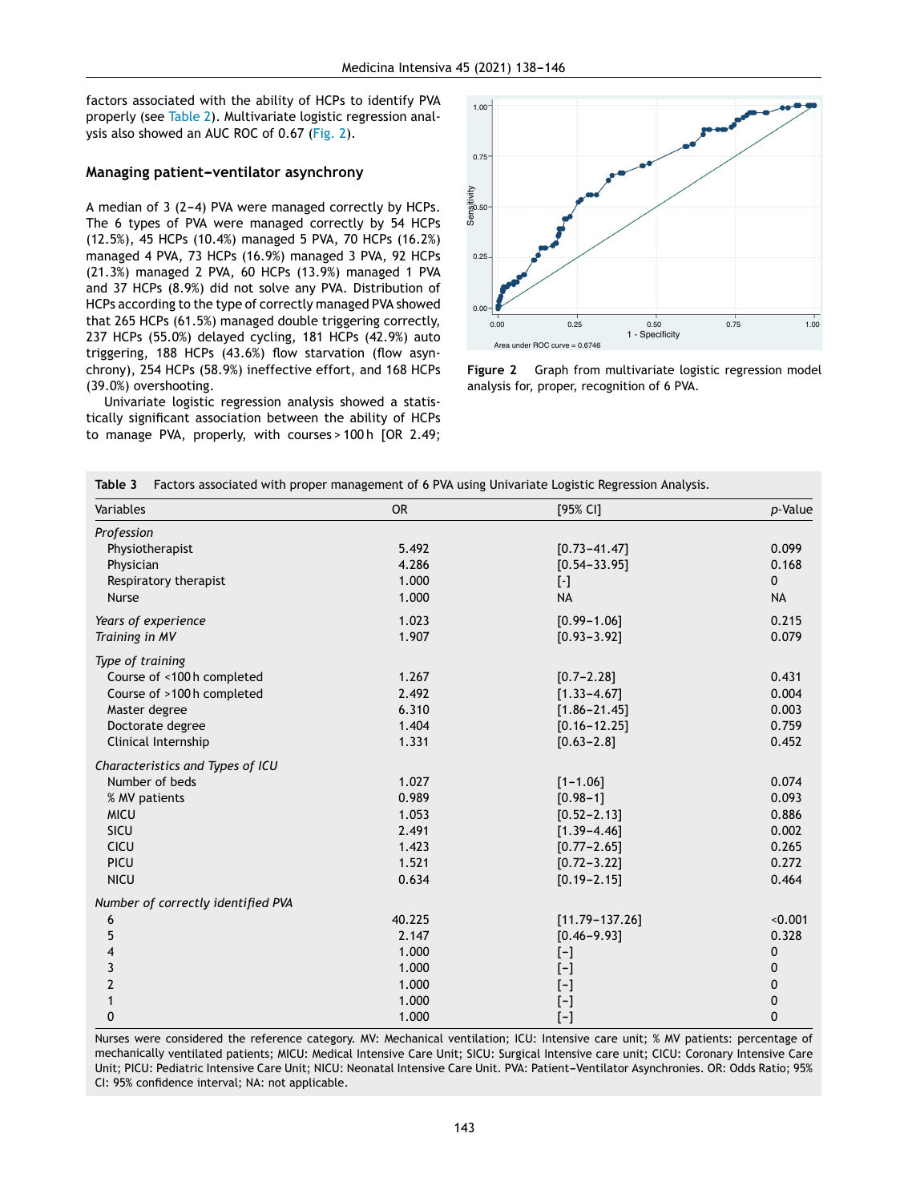factors associated with the ability of HCPs to identify PVA properly (see Table 2). Multivariate logistic regression analysis also showed an AUC ROC of 0.67 (Fig. 2).

### Managing patient–ventilator asynchrony

A median of 3 (2–4) PVA were managed correctly by HCPs. The 6 types of PVA were managed correctly by 54 HCPs (12.5%), 45 HCPs (10.4%) managed 5 PVA, 70 HCPs (16.2%) managed 4 PVA, 73 HCPs (16.9%) managed 3 PVA, 92 HCPs (21.3%) managed 2 PVA, 60 HCPs (13.9%) managed 1 PVA and 37 HCPs (8.9%) did not solve any PVA. Distribution of HCPs according to the type of correctly managed PVA showed that 265 HCPs (61.5%) managed double triggering correctly, 237 HCPs (55.0%) delayed cycling, 181 HCPs (42.9%) auto triggering, 188 HCPs (43.6%) flow starvation (flow asynchrony), 254 HCPs (58.9%) ineffective effort, and 168 HCPs (39.0%) overshooting.

Univariate logistic regression analysis showed a statistically significant association between the ability of HCPs to manage PVA, properly, with courses > 100 h [OR 2.49;

**Figure 2** Graph from multivariate logistic regression model analysis for, proper, recognition of 6 PVA.

**Table 3** Factors associated with proper management of 6 PVA using Univariate Logistic Regression Analysis.

| Variables | OR | [95% CI] | *p*-Value |
|---|---|---|---|
| *Profession* | | | |
| Physiotherapist | 5.492 | [0.73–41.47] | 0.099 |
| Physician | 4.286 | [0.54–33.95] | 0.168 |
| Respiratory therapist | 1.000 | [-] | 0 |
| Nurse | 1.000 | NA | NA |
| *Years of experience* | 1.023 | [0.99–1.06] | 0.215 |
| *Training in MV* | 1.907 | [0.93–3.92] | 0.079 |
| *Type of training* | | | |
| Course of <100 h completed | 1.267 | [0.7–2.28] | 0.431 |
| Course of >100 h completed | 2.492 | [1.33–4.67] | 0.004 |
| Master degree | 6.310 | [1.86–21.45] | 0.003 |
| Doctorate degree | 1.404 | [0.16–12.25] | 0.759 |
| Clinical Internship | 1.331 | [0.63–2.8] | 0.452 |
| *Characteristics and Types of ICU* | | | |
| Number of beds | 1.027 | [1–1.06] | 0.074 |
| % MV patients | 0.989 | [0.98–1] | 0.093 |
| MICU | 1.053 | [0.52–2.13] | 0.886 |
| SICU | 2.491 | [1.39–4.46] | 0.002 |
| CICU | 1.423 | [0.77–2.65] | 0.265 |
| PICU | 1.521 | [0.72–3.22] | 0.272 |
| NICU | 0.634 | [0.19–2.15] | 0.464 |
| *Number of correctly identified PVA* | | | |
| 6 | 40.225 | [11.79–137.26] | <0.001 |
| 5 | 2.147 | [0.46–9.93] | 0.328 |
| 4 | 1.000 | [–] | 0 |
| 3 | 1.000 | [–] | 0 |
| 2 | 1.000 | [–] | 0 |
| 1 | 1.000 | [–] | 0 |
| 0 | 1.000 | [–] | 0 |

Nurses were considered the reference category. MV: Mechanical ventilation; ICU: Intensive care unit; % MV patients: percentage of mechanically ventilated patients; MICU: Medical Intensive Care Unit; SICU: Surgical Intensive care unit; CICU: Coronary Intensive Care Unit; PICU: Pediatric Intensive Care Unit; NICU: Neonatal Intensive Care Unit. PVA: Patient–Ventilator Asynchronies. OR: Odds Ratio; 95% CI: 95% confidence interval; NA: not applicable.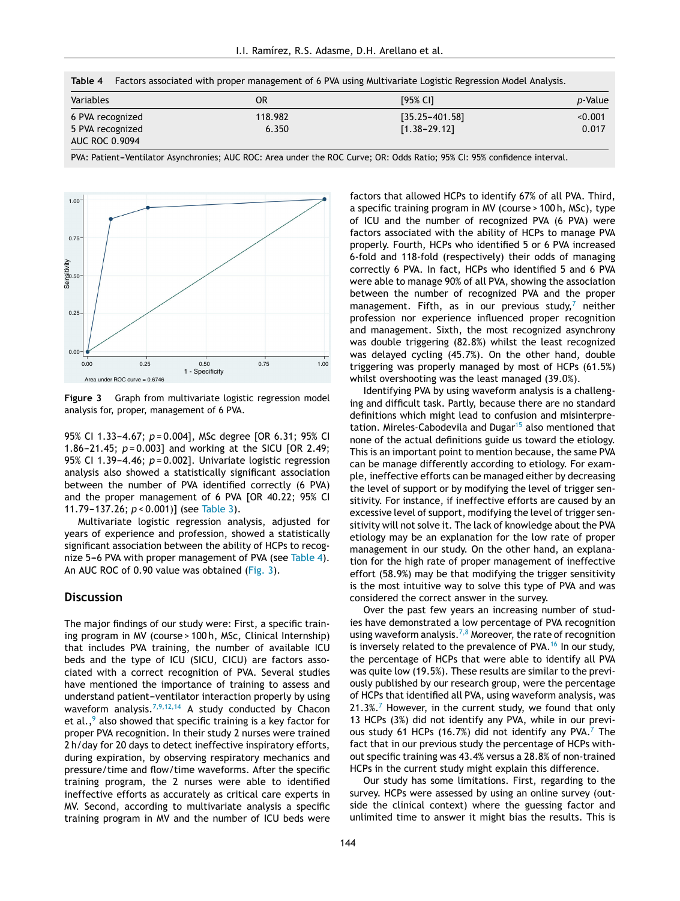Table 4 Factors associated with proper management of 6 PVA using Multivariate Logistic Regression Model Analysis.

| Variables | OR | [95% CI] | p-Value |
|---|---|---|---|
| 6 PVA recognized | 118.982 | [35.25–401.58] | <0.001 |
| 5 PVA recognized | 6.350 | [1.38–29.12] | 0.017 |
| AUC ROC 0.9094 | | | |

PVA: Patient–Ventilator Asynchronies; AUC ROC: Area under the ROC Curve; OR: Odds Ratio; 95% CI: 95% confidence interval.

**Figure 3** Graph from multivariate logistic regression model analysis for, proper, management of 6 PVA.

95% CI 1.33–4.67; $p = 0.004$], MSc degree [OR 6.31; 95% CI 1.86–21.45; $p = 0.003$] and working at the SICU [OR 2.49; 95% CI 1.39–4.46; $p = 0.002$]. Univariate logistic regression analysis also showed a statistically significant association between the number of PVA identified correctly (6 PVA) and the proper management of 6 PVA [OR 40.22; 95% CI 11.79–137.26; $p < 0.001$)] (see Table 3).

Multivariate logistic regression analysis, adjusted for years of experience and profession, showed a statistically significant association between the ability of HCPs to recognize 5–6 PVA with proper management of PVA (see Table 4). An AUC ROC of 0.90 value was obtained (Fig. 3).

## Discussion

The major findings of our study were: First, a specific training program in MV (course > 100 h, MSc, Clinical Internship) that includes PVA training, the number of available ICU beds and the type of ICU (SICU, CICU) are factors associated with a correct recognition of PVA. Several studies have mentioned the importance of training to assess and understand patient–ventilator interaction properly by using waveform analysis.[7,9,12,14] A study conducted by Chacon et al.,[9] also showed that specific training is a key factor for proper PVA recognition. In their study 2 nurses were trained 2 h/day for 20 days to detect ineffective inspiratory efforts, during expiration, by observing respiratory mechanics and pressure/time and flow/time waveforms. After the specific training program, the 2 nurses were able to identified ineffective efforts as accurately as critical care experts in MV. Second, according to multivariate analysis a specific training program in MV and the number of ICU beds were factors that allowed HCPs to identify 67% of all PVA. Third, a specific training program in MV (course > 100 h, MSc), type of ICU and the number of recognized PVA (6 PVA) were factors associated with the ability of HCPs to manage PVA properly. Fourth, HCPs who identified 5 or 6 PVA increased 6-fold and 118-fold (respectively) their odds of managing correctly 6 PVA. In fact, HCPs who identified 5 and 6 PVA were able to manage 90% of all PVA, showing the association between the number of recognized PVA and the proper management. Fifth, as in our previous study,[7] neither profession nor experience influenced proper recognition and management. Sixth, the most recognized asynchrony was double triggering (82.8%) whilst the least recognized was delayed cycling (45.7%). On the other hand, double triggering was properly managed by most of HCPs (61.5%) whilst overshooting was the least managed (39.0%).

Identifying PVA by using waveform analysis is a challenging and difficult task. Partly, because there are no standard definitions which might lead to confusion and misinterpretation. Mireles-Cabodevila and Dugar[15] also mentioned that none of the actual definitions guide us toward the etiology. This is an important point to mention because, the same PVA can be manage differently according to etiology. For example, ineffective efforts can be managed either by decreasing the level of support or by modifying the level of trigger sensitivity. For instance, if ineffective efforts are caused by an excessive level of support, modifying the level of trigger sensitivity will not solve it. The lack of knowledge about the PVA etiology may be an explanation for the low rate of proper management in our study. On the other hand, an explanation for the high rate of proper management of ineffective effort (58.9%) may be that modifying the trigger sensitivity is the most intuitive way to solve this type of PVA and was considered the correct answer in the survey.

Over the past few years an increasing number of studies have demonstrated a low percentage of PVA recognition using waveform analysis.[7,8] Moreover, the rate of recognition is inversely related to the prevalence of PVA.[16] In our study, the percentage of HCPs that were able to identify all PVA was quite low (19.5%). These results are similar to the previously published by our research group, were the percentage of HCPs that identified all PVA, using waveform analysis, was 21.3%.[7] However, in the current study, we found that only 13 HCPs (3%) did not identify any PVA, while in our previous study 61 HCPs (16.7%) did not identify any PVA.[7] The fact that in our previous study the percentage of HCPs without specific training was 43.4% versus a 28.8% of non-trained HCPs in the current study might explain this difference.

Our study has some limitations. First, regarding to the survey. HCPs were assessed by using an online survey (outside the clinical context) where the guessing factor and unlimited time to answer it might bias the results. This is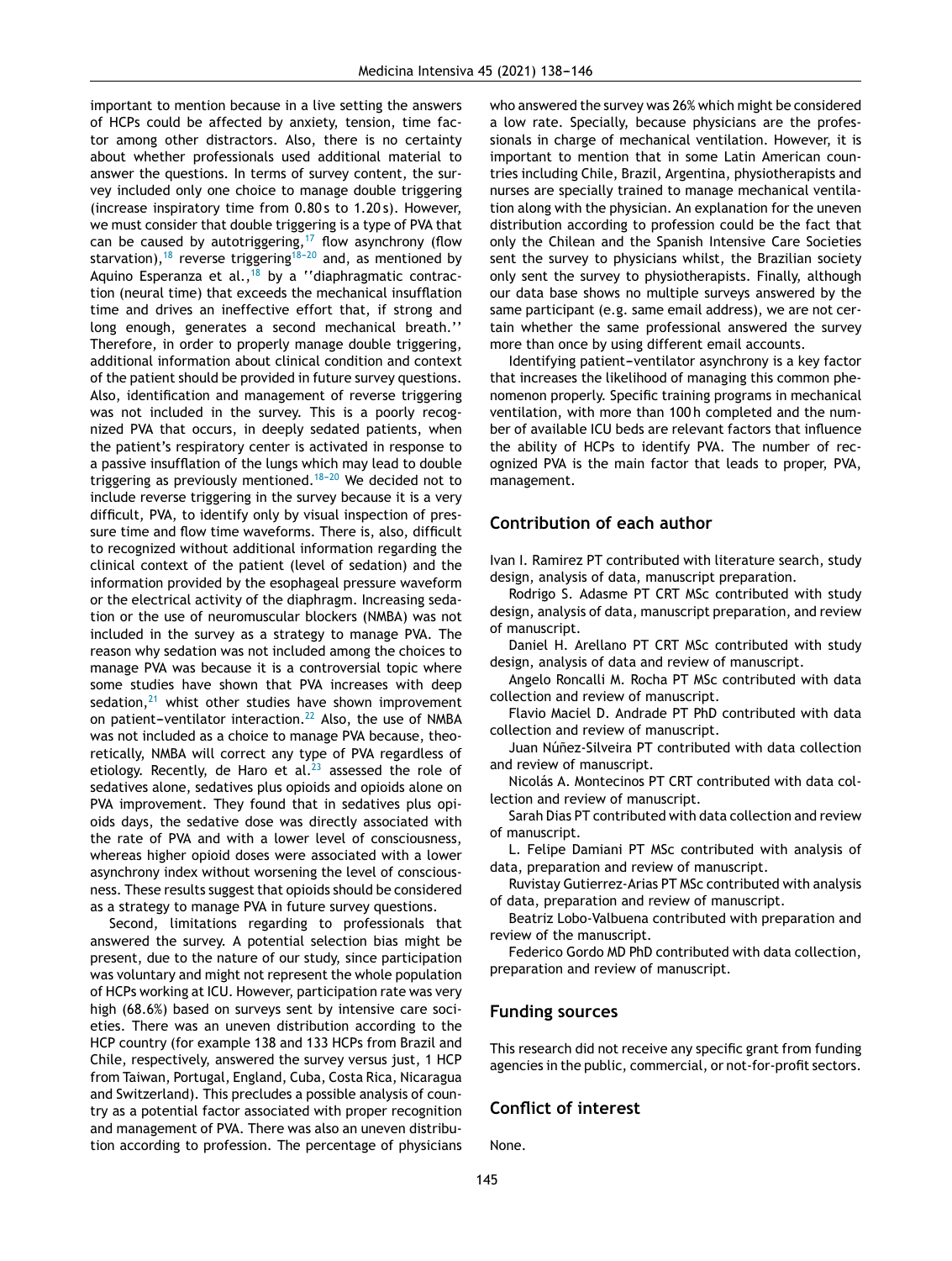important to mention because in a live setting the answers of HCPs could be affected by anxiety, tension, time factor among other distractors. Also, there is no certainty about whether professionals used additional material to answer the questions. In terms of survey content, the survey included only one choice to manage double triggering (increase inspiratory time from 0.80 s to 1.20 s). However, we must consider that double triggering is a type of PVA that can be caused by autotriggering,[17] flow asynchrony (flow starvation),[18] reverse triggering[18-20] and, as mentioned by Aquino Esperanza et al.,[18] by a ''diaphragmatic contraction (neural time) that exceeds the mechanical insufflation time and drives an ineffective effort that, if strong and long enough, generates a second mechanical breath.'' Therefore, in order to properly manage double triggering, additional information about clinical condition and context of the patient should be provided in future survey questions. Also, identification and management of reverse triggering was not included in the survey. This is a poorly recognized PVA that occurs, in deeply sedated patients, when the patient's respiratory center is activated in response to a passive insufflation of the lungs which may lead to double triggering as previously mentioned.[18-20] We decided not to include reverse triggering in the survey because it is a very difficult, PVA, to identify only by visual inspection of pressure time and flow time waveforms. There is, also, difficult to recognized without additional information regarding the clinical context of the patient (level of sedation) and the information provided by the esophageal pressure waveform or the electrical activity of the diaphragm. Increasing sedation or the use of neuromuscular blockers (NMBA) was not included in the survey as a strategy to manage PVA. The reason why sedation was not included among the choices to manage PVA was because it is a controversial topic where some studies have shown that PVA increases with deep sedation,[21] whist other studies have shown improvement on patient–ventilator interaction.[22] Also, the use of NMBA was not included as a choice to manage PVA because, theoretically, NMBA will correct any type of PVA regardless of etiology. Recently, de Haro et al.[23] assessed the role of sedatives alone, sedatives plus opioids and opioids alone on PVA improvement. They found that in sedatives plus opioids days, the sedative dose was directly associated with the rate of PVA and with a lower level of consciousness, whereas higher opioid doses were associated with a lower asynchrony index without worsening the level of consciousness. These results suggest that opioids should be considered as a strategy to manage PVA in future survey questions.

Second, limitations regarding to professionals that answered the survey. A potential selection bias might be present, due to the nature of our study, since participation was voluntary and might not represent the whole population of HCPs working at ICU. However, participation rate was very high (68.6%) based on surveys sent by intensive care societies. There was an uneven distribution according to the HCP country (for example 138 and 133 HCPs from Brazil and Chile, respectively, answered the survey versus just, 1 HCP from Taiwan, Portugal, England, Cuba, Costa Rica, Nicaragua and Switzerland). This precludes a possible analysis of country as a potential factor associated with proper recognition and management of PVA. There was also an uneven distribution according to profession. The percentage of physicians who answered the survey was 26% which might be considered a low rate. Specially, because physicians are the professionals in charge of mechanical ventilation. However, it is important to mention that in some Latin American countries including Chile, Brazil, Argentina, physiotherapists and nurses are specially trained to manage mechanical ventilation along with the physician. An explanation for the uneven distribution according to profession could be the fact that only the Chilean and the Spanish Intensive Care Societies sent the survey to physicians whilst, the Brazilian society only sent the survey to physiotherapists. Finally, although our data base shows no multiple surveys answered by the same participant (e.g. same email address), we are not certain whether the same professional answered the survey more than once by using different email accounts.

Identifying patient–ventilator asynchrony is a key factor that increases the likelihood of managing this common phenomenon properly. Specific training programs in mechanical ventilation, with more than 100 h completed and the number of available ICU beds are relevant factors that influence the ability of HCPs to identify PVA. The number of recognized PVA is the main factor that leads to proper, PVA, management.

## Contribution of each author

Ivan I. Ramirez PT contributed with literature search, study design, analysis of data, manuscript preparation.

Rodrigo S. Adasme PT CRT MSc contributed with study design, analysis of data, manuscript preparation, and review of manuscript.

Daniel H. Arellano PT CRT MSc contributed with study design, analysis of data and review of manuscript.

Angelo Roncalli M. Rocha PT MSc contributed with data collection and review of manuscript.

Flavio Maciel D. Andrade PT PhD contributed with data collection and review of manuscript.

Juan Núñez-Silveira PT contributed with data collection and review of manuscript.

Nicolás A. Montecinos PT CRT contributed with data collection and review of manuscript.

Sarah Dias PT contributed with data collection and review of manuscript.

L. Felipe Damiani PT MSc contributed with analysis of data, preparation and review of manuscript.

Ruvistay Gutierrez-Arias PT MSc contributed with analysis of data, preparation and review of manuscript.

Beatriz Lobo-Valbuena contributed with preparation and review of the manuscript.

Federico Gordo MD PhD contributed with data collection, preparation and review of manuscript.

## Funding sources

This research did not receive any specific grant from funding agencies in the public, commercial, or not-for-profit sectors.

## Conflict of interest

None.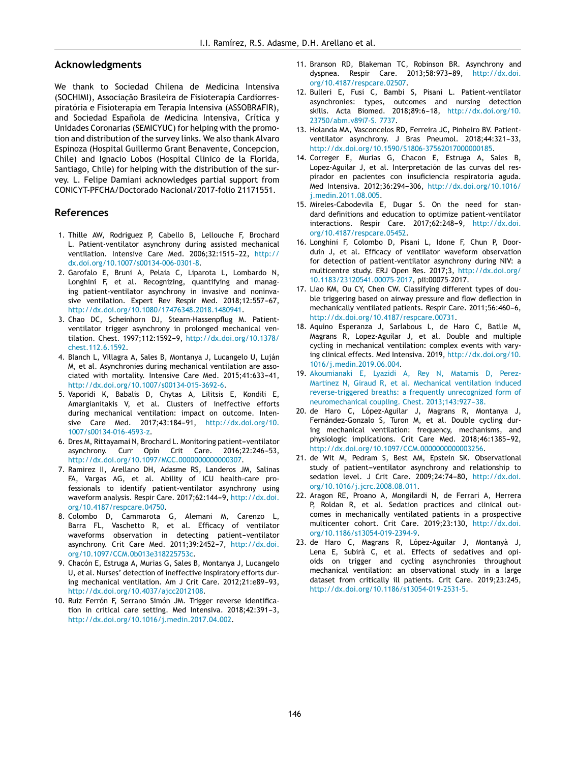## Acknowledgments

We thank to Sociedad Chilena de Medicina Intensiva (SOCHIMI), Associação Brasileira de Fisioterapia Cardiorrespiratória e Fisioterapia em Terapia Intensiva (ASSOBRAFIR), and Sociedad Española de Medicina Intensiva, Crítica y Unidades Coronarias (SEMICYUC) for helping with the promotion and distribution of the survey links. We also thank Alvaro Espinoza (Hospital Guillermo Grant Benavente, Concepcion, Chile) and Ignacio Lobos (Hospital Clinico de la Florida, Santiago, Chile) for helping with the distribution of the survey. L. Felipe Damiani acknowledges partial support from CONICYT-PFCHA/Doctorado Nacional/2017-folio 21171551.

## References

1. Thille AW, Rodriguez P, Cabello B, Lellouche F, Brochard L. Patient-ventilator asynchrony during assisted mechanical ventilation. Intensive Care Med. 2006;32:1515–22, http://dx.doi.org/10.1007/s00134-006-0301-8.
2. Garofalo E, Bruni A, Pelaia C, Liparota L, Lombardo N, Longhini F, et al. Recognizing, quantifying and managing patient-ventilator asynchrony in invasive and noninvasive ventilation. Expert Rev Respir Med. 2018;12:557–67, http://dx.doi.org/10.1080/17476348.2018.1480941.
3. Chao DC, Scheinhorn DJ, Stearn-Hassenpflug M. Patient-ventilator trigger asynchrony in prolonged mechanical ventilation. Chest. 1997;112:1592–9, http://dx.doi.org/10.1378/chest.112.6.1592.
4. Blanch L, Villagra A, Sales B, Montanya J, Lucangelo U, Luján M, et al. Asynchronies during mechanical ventilation are associated with mortality. Intensive Care Med. 2015;41:633–41, http://dx.doi.org/10.1007/s00134-015-3692-6.
5. Vaporidi K, Babalis D, Chytas A, Lilitsis E, Kondili E, Amargianitakis V, et al. Clusters of ineffective efforts during mechanical ventilation: impact on outcome. Intensive Care Med. 2017;43:184–91, http://dx.doi.org/10.1007/s00134-016-4593-z.
6. Dres M, Rittayamai N, Brochard L. Monitoring patient–ventilator asynchrony. Curr Opin Crit Care. 2016;22:246–53, http://dx.doi.org/10.1097/MCC.0000000000000307.
7. Ramirez II, Arellano DH, Adasme RS, Landeros JM, Salinas FA, Vargas AG, et al. Ability of ICU health-care professionals to identify patient-ventilator asynchrony using waveform analysis. Respir Care. 2017;62:144–9, http://dx.doi.org/10.4187/respcare.04750.
8. Colombo D, Cammarota G, Alemani M, Carenzo L, Barra FL, Vaschetto R, et al. Efficacy of ventilator waveforms observation in detecting patient–ventilator asynchrony. Crit Care Med. 2011;39:2452–7, http://dx.doi.org/10.1097/CCM.0b013e318225753c.
9. Chacón E, Estruga A, Murias G, Sales B, Montanya J, Lucangelo U, et al. Nurses' detection of ineffective inspiratory efforts during mechanical ventilation. Am J Crit Care. 2012;21:e89–93, http://dx.doi.org/10.4037/ajcc2012108.
10. Ruiz Ferrón F, Serrano Simón JM. Trigger reverse identification in critical care setting. Med Intensiva. 2018;42:391–3, http://dx.doi.org/10.1016/j.medin.2017.04.002.
11. Branson RD, Blakeman TC, Robinson BR. Asynchrony and dyspnea. Respir Care. 2013;58:973–89, http://dx.doi.org/10.4187/respcare.02507.
12. Bulleri E, Fusi C, Bambi S, Pisani L. Patient-ventilator asynchronies: types, outcomes and nursing detection skills. Acta Biomed. 2018;89:6–18, http://dx.doi.org/10.23750/abm.v89i7-S. 7737.
13. Holanda MA, Vasconcelos RD, Ferreira JC, Pinheiro BV. Patient-ventilator asynchrony. J Bras Pneumol. 2018;44:321–33, http://dx.doi.org/10.1590/S1806-37562017000000185.
14. Correger E, Murias G, Chacon E, Estruga A, Sales B, Lopez-Aguilar J, et al. Interpretación de las curvas del respirador en pacientes con insuficiencia respiratoria aguda. Med Intensiva. 2012;36:294–306, http://dx.doi.org/10.1016/j.medin.2011.08.005.
15. Mireles-Cabodevila E, Dugar S. On the need for standard definitions and education to optimize patient-ventilator interactions. Respir Care. 2017;62:248–9, http://dx.doi.org/10.4187/respcare.05452.
16. Longhini F, Colombo D, Pisani L, Idone F, Chun P, Doorduin J, et al. Efficacy of ventilator waveform observation for detection of patient-ventilator asynchrony during NIV: a multicentre study. ERJ Open Res. 2017;3, http://dx.doi.org/10.1183/23120541.00075-2017, pii:00075-2017.
17. Liao KM, Ou CY, Chen CW. Classifying different types of double triggering based on airway pressure and flow deflection in mechanically ventilated patients. Respir Care. 2011;56:460–6, http://dx.doi.org/10.4187/respcare.00731.
18. Aquino Esperanza J, Sarlabous L, de Haro C, Batlle M, Magrans R, Lopez-Aguilar J, et al. Double and multiple cycling in mechanical ventilation: complex events with varying clinical effects. Med Intensiva. 2019, http://dx.doi.org/10.1016/j.medin.2019.06.004.
19. Akoumianaki E, Lyazidi A, Rey N, Matamis D, Perez-Martinez N, Giraud R, et al. Mechanical ventilation induced reverse-triggered breaths: a frequently unrecognized form of neuromechanical coupling. Chest. 2013;143:927–38.
20. de Haro C, López-Aguilar J, Magrans R, Montanya J, Fernández-Gonzalo S, Turon M, et al. Double cycling during mechanical ventilation: frequency, mechanisms, and physiologic implications. Crit Care Med. 2018;46:1385–92, http://dx.doi.org/10.1097/CCM.0000000000003256.
21. de Wit M, Pedram S, Best AM, Epstein SK. Observational study of patient–ventilator asynchrony and relationship to sedation level. J Crit Care. 2009;24:74–80, http://dx.doi.org/10.1016/j.jcrc.2008.08.011.
22. Aragon RE, Proano A, Mongilardi N, de Ferrari A, Herrera P, Roldan R, et al. Sedation practices and clinical outcomes in mechanically ventilated patients in a prospective multicenter cohort. Crit Care. 2019;23:130, http://dx.doi.org/10.1186/s13054-019-2394-9.
23. de Haro C, Magrans R, López-Aguilar J, Montanyà J, Lena E, Subirà C, et al. Effects of sedatives and opioids on trigger and cycling asynchronies throughout mechanical ventilation: an observational study in a large dataset from critically ill patients. Crit Care. 2019;23:245, http://dx.doi.org/10.1186/s13054-019-2531-5.